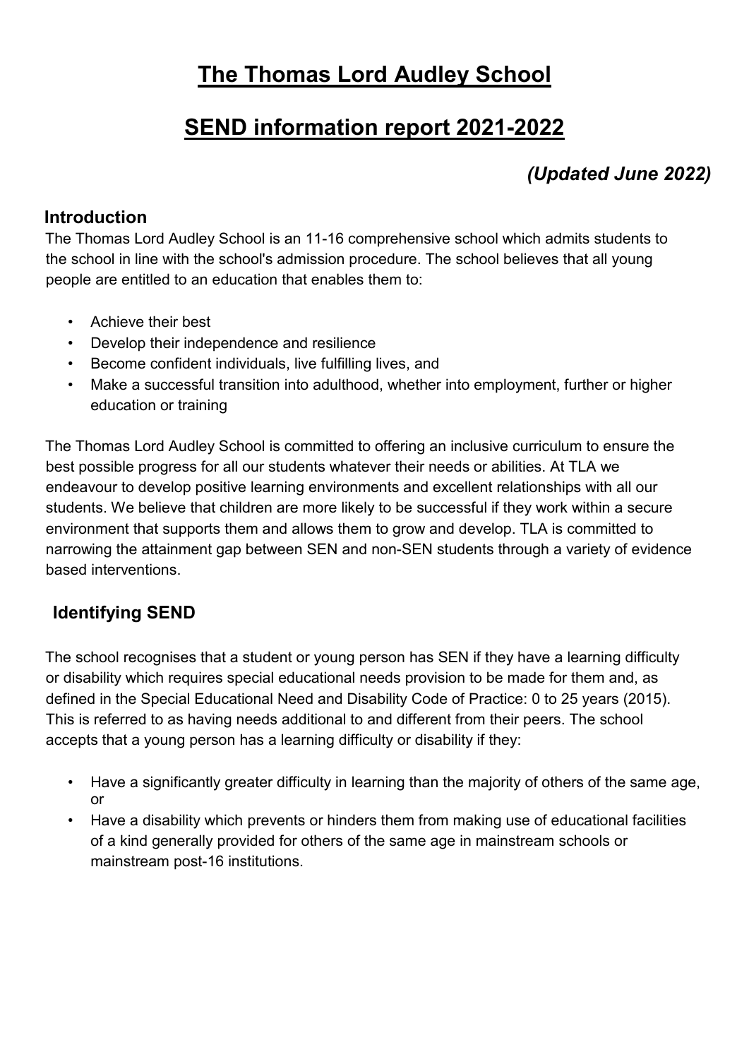# The Thomas Lord Audley School

# SEND information report 2021-2022

*(Updated June 2022)*

## Introduction

The Thomas Lord Audley School is an 11-16 comprehensive school which admits students to the school in line with the school's admission procedure. The school believes that all young people are entitled to an education that enables them to:

- Achieve their best
- Develop their independence and resilience
- Become confident individuals, live fulfilling lives, and
- Make a successful transition into adulthood, whether into employment, further or higher education or training

The Thomas Lord Audley School is committed to offering an inclusive curriculum to ensure the best possible progress for all our students whatever their needs or abilities. At TLA we endeavour to develop positive learning environments and excellent relationships with all our students. We believe that children are more likely to be successful if they work within a secure environment that supports them and allows them to grow and develop. TLA is committed to narrowing the attainment gap between SEN and non-SEN students through a variety of evidence based interventions.

## Identifying SEND

The school recognises that a student or young person has SEN if they have a learning difficulty or disability which requires special educational needs provision to be made for them and, as defined in the Special Educational Need and Disability Code of Practice: 0 to 25 years (2015). This is referred to as having needs additional to and different from their peers. The school accepts that a young person has a learning difficulty or disability if they:

- Have a significantly greater difficulty in learning than the majority of others of the same age, or
- Have a disability which prevents or hinders them from making use of educational facilities of a kind generally provided for others of the same age in mainstream schools or mainstream post-16 institutions.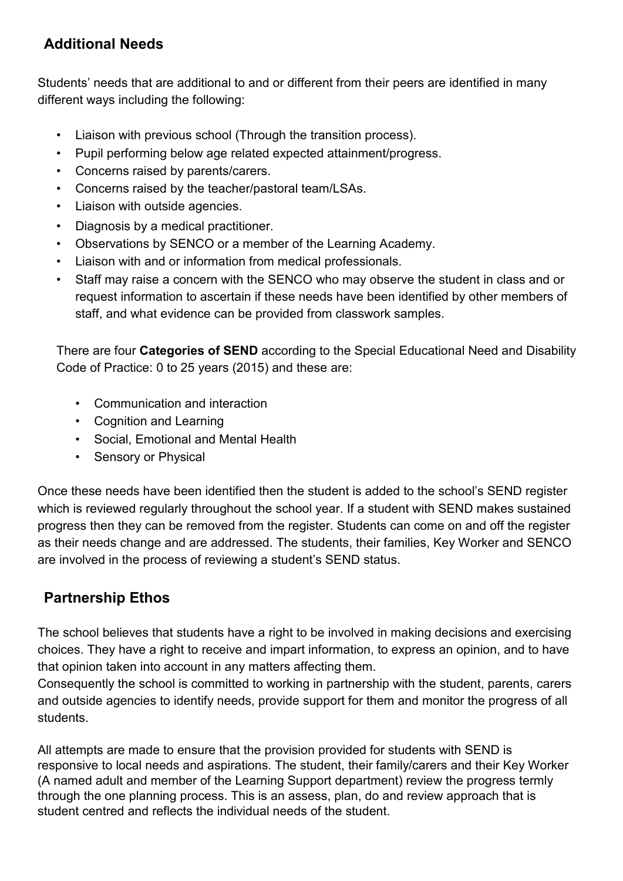## Additional Needs

Students' needs that are additional to and or different from their peers are identified in many different ways including the following:

- Liaison with previous school (Through the transition process).
- Pupil performing below age related expected attainment/progress.
- Concerns raised by parents/carers.
- Concerns raised by the teacher/pastoral team/LSAs.
- Liaison with outside agencies.
- Diagnosis by a medical practitioner.
- Observations by SENCO or a member of the Learning Academy.
- Liaison with and or information from medical professionals.
- Staff may raise a concern with the SENCO who may observe the student in class and or request information to ascertain if these needs have been identified by other members of staff, and what evidence can be provided from classwork samples.

There are four **Categories of SEND** according to the Special Educational Need and Disability Code of Practice: 0 to 25 years (2015) and these are:

- Communication and interaction
- Cognition and Learning
- Social, Emotional and Mental Health
- Sensory or Physical

Once these needs have been identified then the student is added to the school's SEND register which is reviewed regularly throughout the school year. If a student with SEND makes sustained progress then they can be removed from the register. Students can come on and off the register as their needs change and are addressed. The students, their families, Key Worker and SENCO are involved in the process of reviewing a student's SEND status.

## Partnership Ethos

The school believes that students have a right to be involved in making decisions and exercising choices. They have a right to receive and impart information, to express an opinion, and to have that opinion taken into account in any matters affecting them.
Consequently the school is committed to working in partnership with the student, parents, carers and outside agencies to identify needs, provide support for them and monitor the progress of all students.

All attempts are made to ensure that the provision provided for students with SEND is responsive to local needs and aspirations. The student, their family/carers and their Key Worker (A named adult and member of the Learning Support department) review the progress termly through the one planning process. This is an assess, plan, do and review approach that is student centred and reflects the individual needs of the student.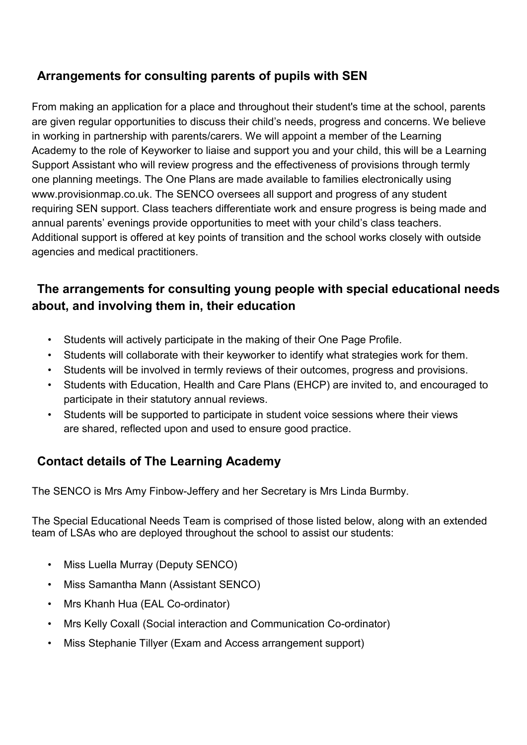## Arrangements for consulting parents of pupils with SEN

From making an application for a place and throughout their student's time at the school, parents are given regular opportunities to discuss their child's needs, progress and concerns. We believe in working in partnership with parents/carers. We will appoint a member of the Learning Academy to the role of Keyworker to liaise and support you and your child, this will be a Learning Support Assistant who will review progress and the effectiveness of provisions through termly one planning meetings. The One Plans are made available to families electronically using www.provisionmap.co.uk. The SENCO oversees all support and progress of any student requiring SEN support. Class teachers differentiate work and ensure progress is being made and annual parents' evenings provide opportunities to meet with your child's class teachers. Additional support is offered at key points of transition and the school works closely with outside agencies and medical practitioners.

## The arrangements for consulting young people with special educational needs about, and involving them in, their education

- Students will actively participate in the making of their One Page Profile.
- Students will collaborate with their keyworker to identify what strategies work for them.
- Students will be involved in termly reviews of their outcomes, progress and provisions.
- Students with Education, Health and Care Plans (EHCP) are invited to, and encouraged to participate in their statutory annual reviews.
- Students will be supported to participate in student voice sessions where their views are shared, reflected upon and used to ensure good practice.

## Contact details of The Learning Academy

The SENCO is Mrs Amy Finbow-Jeffery and her Secretary is Mrs Linda Burmby.

The Special Educational Needs Team is comprised of those listed below, along with an extended team of LSAs who are deployed throughout the school to assist our students:

- Miss Luella Murray (Deputy SENCO)
- Miss Samantha Mann (Assistant SENCO)
- Mrs Khanh Hua (EAL Co-ordinator)
- Mrs Kelly Coxall (Social interaction and Communication Co-ordinator)
- Miss Stephanie Tillyer (Exam and Access arrangement support)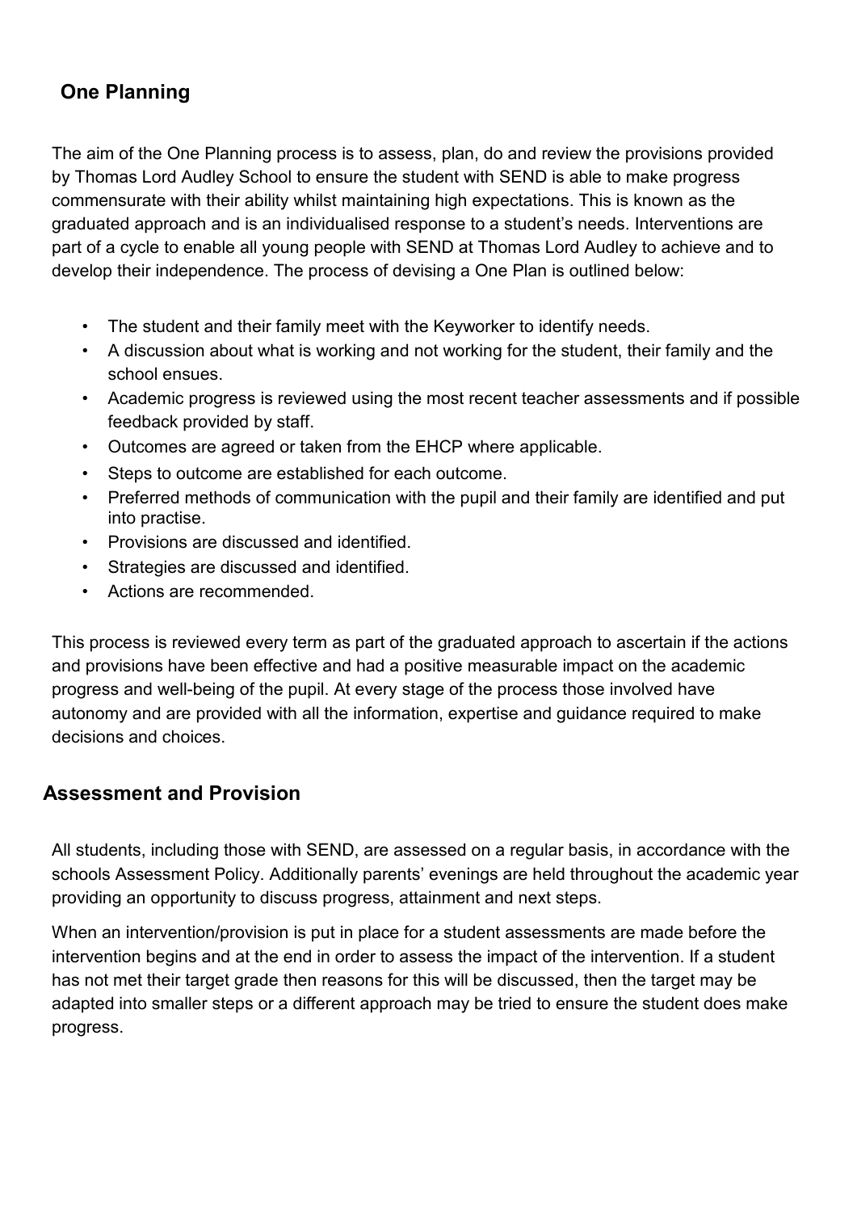## One Planning

The aim of the One Planning process is to assess, plan, do and review the provisions provided by Thomas Lord Audley School to ensure the student with SEND is able to make progress commensurate with their ability whilst maintaining high expectations. This is known as the graduated approach and is an individualised response to a student's needs. Interventions are part of a cycle to enable all young people with SEND at Thomas Lord Audley to achieve and to develop their independence. The process of devising a One Plan is outlined below:

- The student and their family meet with the Keyworker to identify needs.
- A discussion about what is working and not working for the student, their family and the school ensues.
- Academic progress is reviewed using the most recent teacher assessments and if possible feedback provided by staff.
- Outcomes are agreed or taken from the EHCP where applicable.
- Steps to outcome are established for each outcome.
- Preferred methods of communication with the pupil and their family are identified and put into practise.
- Provisions are discussed and identified.
- Strategies are discussed and identified.
- Actions are recommended.

This process is reviewed every term as part of the graduated approach to ascertain if the actions and provisions have been effective and had a positive measurable impact on the academic progress and well-being of the pupil. At every stage of the process those involved have autonomy and are provided with all the information, expertise and guidance required to make decisions and choices.

## Assessment and Provision

All students, including those with SEND, are assessed on a regular basis, in accordance with the schools Assessment Policy. Additionally parents' evenings are held throughout the academic year providing an opportunity to discuss progress, attainment and next steps.

When an intervention/provision is put in place for a student assessments are made before the intervention begins and at the end in order to assess the impact of the intervention. If a student has not met their target grade then reasons for this will be discussed, then the target may be adapted into smaller steps or a different approach may be tried to ensure the student does make progress.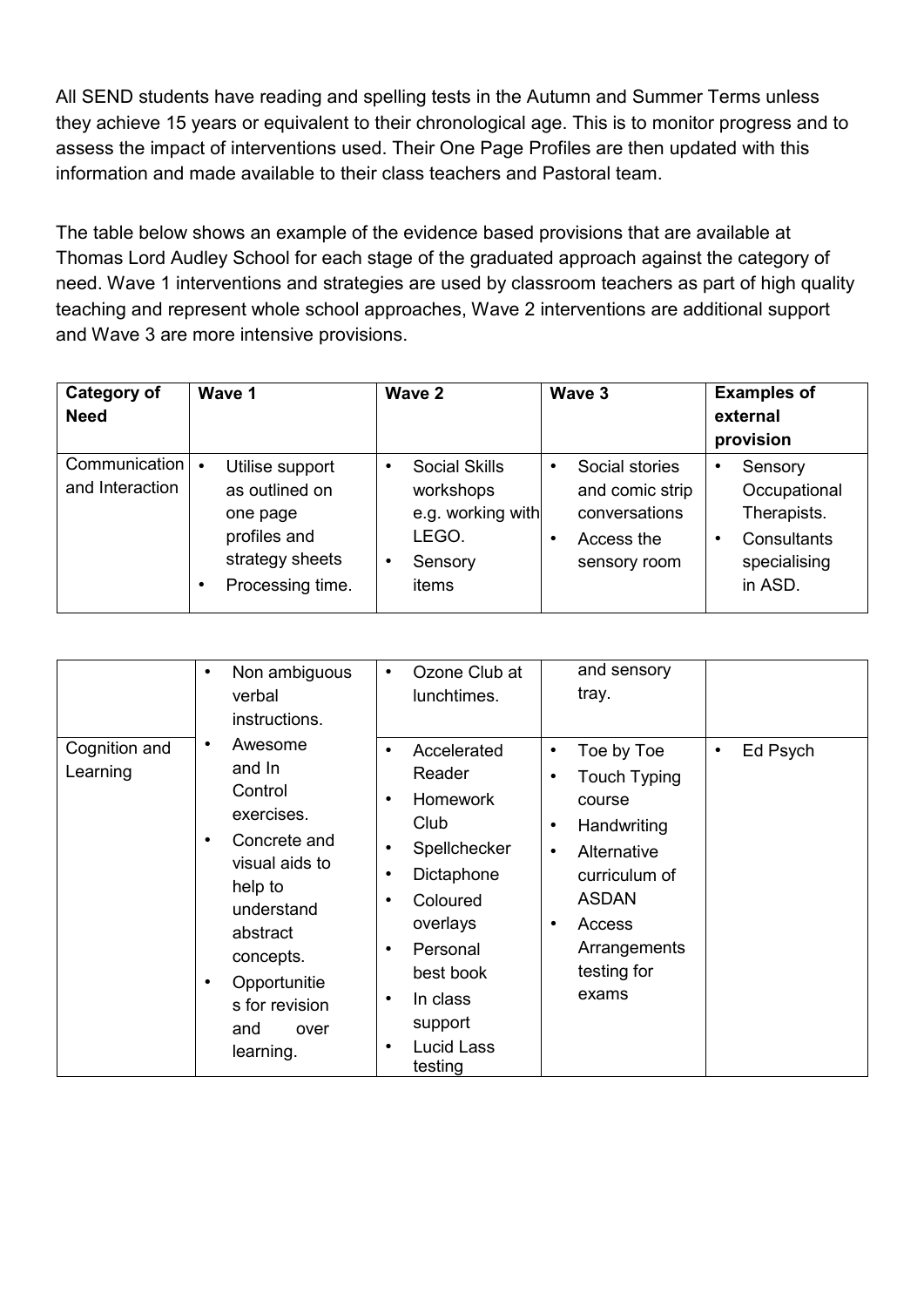All SEND students have reading and spelling tests in the Autumn and Summer Terms unless they achieve 15 years or equivalent to their chronological age. This is to monitor progress and to assess the impact of interventions used. Their One Page Profiles are then updated with this information and made available to their class teachers and Pastoral team.

The table below shows an example of the evidence based provisions that are available at Thomas Lord Audley School for each stage of the graduated approach against the category of need. Wave 1 interventions and strategies are used by classroom teachers as part of high quality teaching and represent whole school approaches, Wave 2 interventions are additional support and Wave 3 are more intensive provisions.

| **Category of Need** | **Wave 1** | **Wave 2** | **Wave 3** | **Examples of external provision** |
|---|---|---|---|---|
| Communication and Interaction | • Utilise support as outlined on one page profiles and strategy sheets<br>• Processing time.<br>• Non ambiguous verbal instructions. | • Social Skills workshops e.g. working with LEGO.<br>• Sensory items<br>• Ozone Club at lunchtimes. | • Social stories and comic strip conversations<br>• Access the sensory room and sensory tray. | • Sensory Occupational Therapists.<br>• Consultants specialising in ASD. |
| Cognition and Learning | • Awesome and In Control exercises.<br>• Concrete and visual aids to help to understand abstract concepts.<br>• Opportunities for revision and over learning. | • Accelerated Reader<br>• Homework Club<br>• Spellchecker<br>• Dictaphone<br>• Coloured overlays<br>• Personal best book<br>• In class support<br>• Lucid Lass testing | • Toe by Toe<br>• Touch Typing course<br>• Handwriting<br>• Alternative curriculum of ASDAN<br>• Access Arrangements testing for exams | • Ed Psych |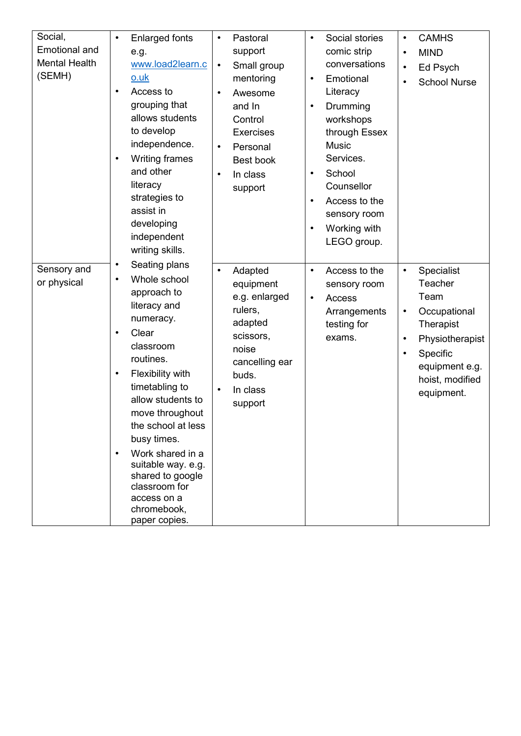| Social, Emotional and Mental Health (SEMH) | • Enlarged fonts e.g. www.load2learn.co.uk<br>• Access to grouping that allows students to develop independence.<br>• Writing frames and other literacy strategies to assist in developing independent writing skills.<br>• Seating plans<br>• Whole school approach to literacy and numeracy.<br>• Clear classroom routines.<br>• Flexibility with timetabling to allow students to move throughout the school at less busy times.<br>• Work shared in a suitable way. e.g. shared to google classroom for access on a chromebook, paper copies. | • Pastoral support<br>• Small group mentoring<br>• Awesome and In Control Exercises<br>• Personal Best book<br>• In class support | • Social stories comic strip conversations<br>• Emotional Literacy<br>• Drumming workshops through Essex Music Services.<br>• School Counsellor<br>• Access to the sensory room<br>• Working with LEGO group. | • CAMHS<br>• MIND<br>• Ed Psych<br>• School Nurse |
|---|---|---|---|---|
| Sensory and or physical | | • Adapted equipment e.g. enlarged rulers, adapted scissors, noise cancelling ear buds.<br>• In class support | • Access to the sensory room<br>• Access Arrangements testing for exams. | • Specialist Teacher Team<br>• Occupational Therapist<br>• Physiotherapist<br>• Specific equipment e.g. hoist, modified equipment. |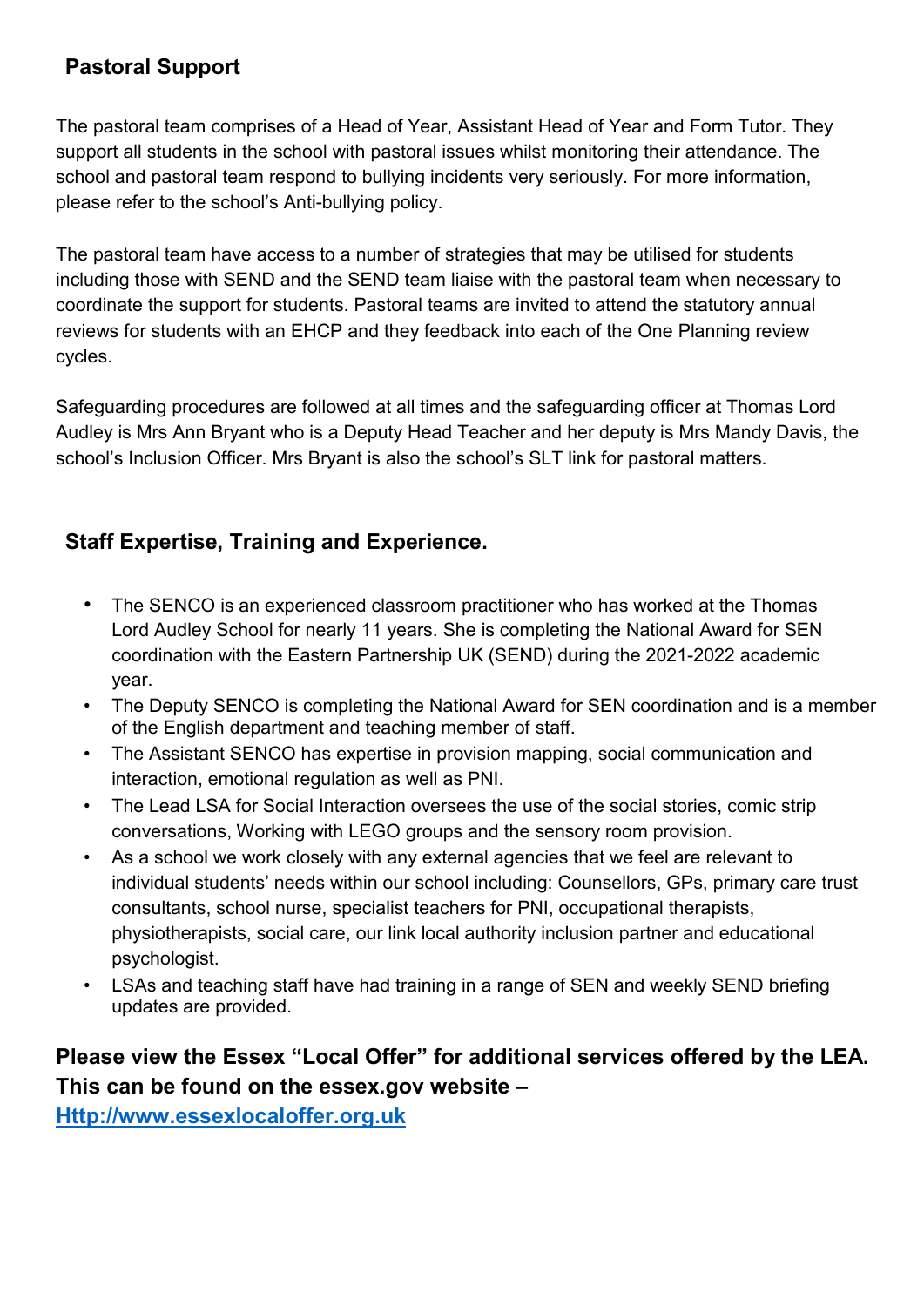## Pastoral Support

The pastoral team comprises of a Head of Year, Assistant Head of Year and Form Tutor. They support all students in the school with pastoral issues whilst monitoring their attendance. The school and pastoral team respond to bullying incidents very seriously. For more information, please refer to the school's Anti-bullying policy.

The pastoral team have access to a number of strategies that may be utilised for students including those with SEND and the SEND team liaise with the pastoral team when necessary to coordinate the support for students. Pastoral teams are invited to attend the statutory annual reviews for students with an EHCP and they feedback into each of the One Planning review cycles.

Safeguarding procedures are followed at all times and the safeguarding officer at Thomas Lord Audley is Mrs Ann Bryant who is a Deputy Head Teacher and her deputy is Mrs Mandy Davis, the school's Inclusion Officer. Mrs Bryant is also the school's SLT link for pastoral matters.

## Staff Expertise, Training and Experience.

- The SENCO is an experienced classroom practitioner who has worked at the Thomas Lord Audley School for nearly 11 years. She is completing the National Award for SEN coordination with the Eastern Partnership UK (SEND) during the 2021-2022 academic year.
- The Deputy SENCO is completing the National Award for SEN coordination and is a member of the English department and teaching member of staff.
- The Assistant SENCO has expertise in provision mapping, social communication and interaction, emotional regulation as well as PNI.
- The Lead LSA for Social Interaction oversees the use of the social stories, comic strip conversations, Working with LEGO groups and the sensory room provision.
- As a school we work closely with any external agencies that we feel are relevant to individual students' needs within our school including: Counsellors, GPs, primary care trust consultants, school nurse, specialist teachers for PNI, occupational therapists, physiotherapists, social care, our link local authority inclusion partner and educational psychologist.
- LSAs and teaching staff have had training in a range of SEN and weekly SEND briefing updates are provided.

**Please view the Essex "Local Offer" for additional services offered by the LEA. This can be found on the essex.gov website –**
**[Http://www.essexlocaloffer.org.uk](Http://www.essexlocaloffer.org.uk)**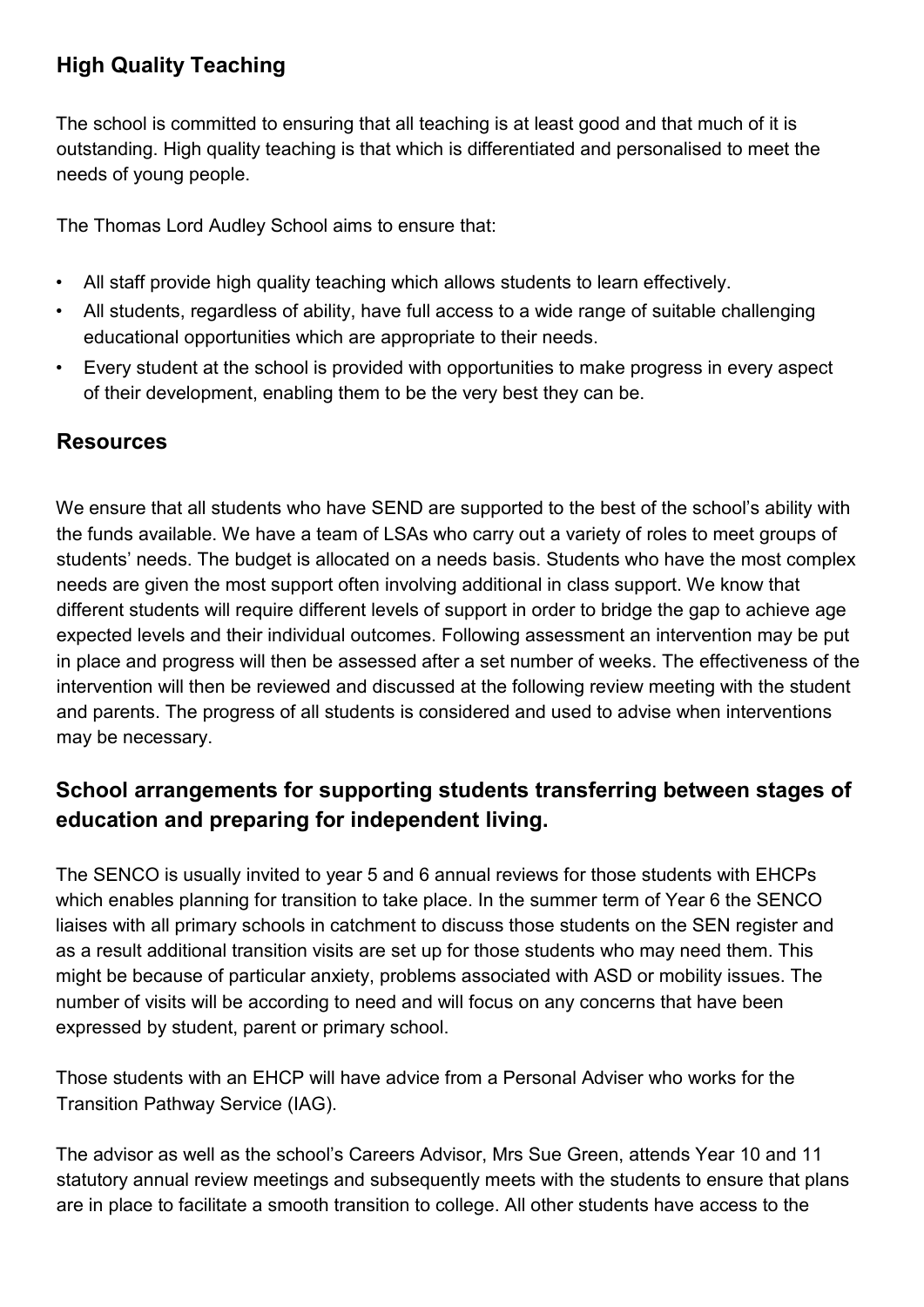## High Quality Teaching

The school is committed to ensuring that all teaching is at least good and that much of it is outstanding. High quality teaching is that which is differentiated and personalised to meet the needs of young people.

The Thomas Lord Audley School aims to ensure that:

- All staff provide high quality teaching which allows students to learn effectively.
- All students, regardless of ability, have full access to a wide range of suitable challenging educational opportunities which are appropriate to their needs.
- Every student at the school is provided with opportunities to make progress in every aspect of their development, enabling them to be the very best they can be.

## Resources

We ensure that all students who have SEND are supported to the best of the school's ability with the funds available. We have a team of LSAs who carry out a variety of roles to meet groups of students' needs. The budget is allocated on a needs basis. Students who have the most complex needs are given the most support often involving additional in class support. We know that different students will require different levels of support in order to bridge the gap to achieve age expected levels and their individual outcomes. Following assessment an intervention may be put in place and progress will then be assessed after a set number of weeks. The effectiveness of the intervention will then be reviewed and discussed at the following review meeting with the student and parents. The progress of all students is considered and used to advise when interventions may be necessary.

## School arrangements for supporting students transferring between stages of education and preparing for independent living.

The SENCO is usually invited to year 5 and 6 annual reviews for those students with EHCPs which enables planning for transition to take place. In the summer term of Year 6 the SENCO liaises with all primary schools in catchment to discuss those students on the SEN register and as a result additional transition visits are set up for those students who may need them. This might be because of particular anxiety, problems associated with ASD or mobility issues. The number of visits will be according to need and will focus on any concerns that have been expressed by student, parent or primary school.

Those students with an EHCP will have advice from a Personal Adviser who works for the Transition Pathway Service (IAG).

The advisor as well as the school's Careers Advisor, Mrs Sue Green, attends Year 10 and 11 statutory annual review meetings and subsequently meets with the students to ensure that plans are in place to facilitate a smooth transition to college. All other students have access to the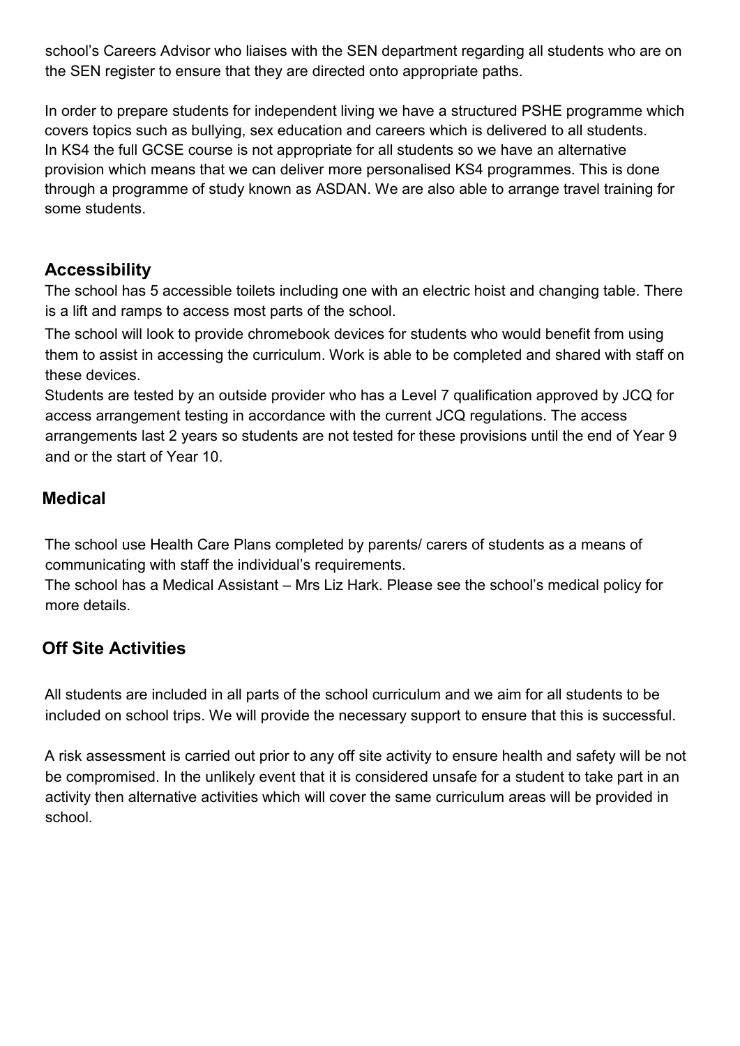school's Careers Advisor who liaises with the SEN department regarding all students who are on the SEN register to ensure that they are directed onto appropriate paths.

In order to prepare students for independent living we have a structured PSHE programme which covers topics such as bullying, sex education and careers which is delivered to all students.
In KS4 the full GCSE course is not appropriate for all students so we have an alternative provision which means that we can deliver more personalised KS4 programmes. This is done through a programme of study known as ASDAN. We are also able to arrange travel training for some students.

## Accessibility

The school has 5 accessible toilets including one with an electric hoist and changing table. There is a lift and ramps to access most parts of the school.

The school will look to provide chromebook devices for students who would benefit from using them to assist in accessing the curriculum. Work is able to be completed and shared with staff on these devices.

Students are tested by an outside provider who has a Level 7 qualification approved by JCQ for access arrangement testing in accordance with the current JCQ regulations. The access arrangements last 2 years so students are not tested for these provisions until the end of Year 9 and or the start of Year 10.

## Medical

The school use Health Care Plans completed by parents/ carers of students as a means of communicating with staff the individual's requirements.

The school has a Medical Assistant – Mrs Liz Hark. Please see the school's medical policy for more details.

## Off Site Activities

All students are included in all parts of the school curriculum and we aim for all students to be included on school trips. We will provide the necessary support to ensure that this is successful.

A risk assessment is carried out prior to any off site activity to ensure health and safety will be not be compromised. In the unlikely event that it is considered unsafe for a student to take part in an activity then alternative activities which will cover the same curriculum areas will be provided in school.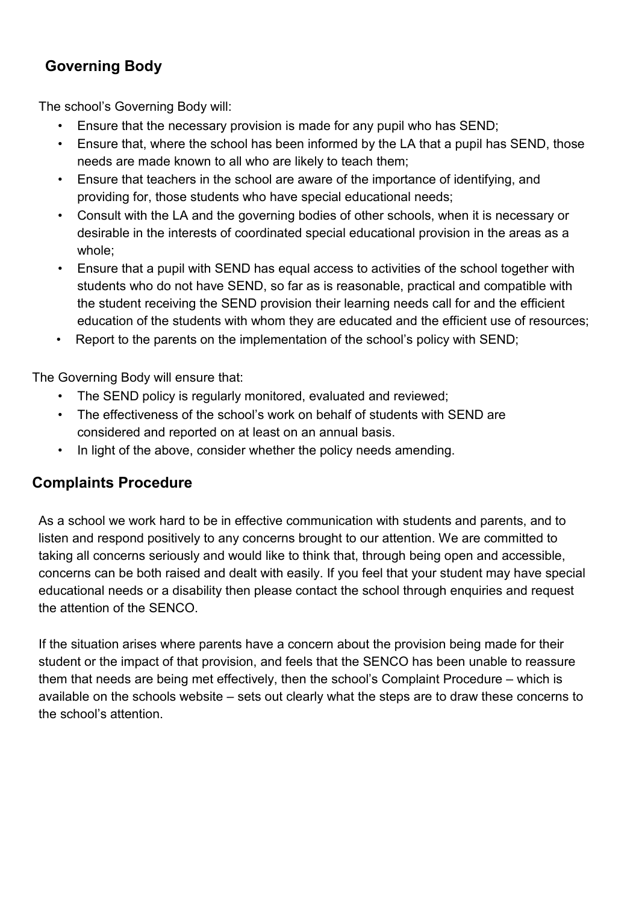## Governing Body

The school's Governing Body will:

- Ensure that the necessary provision is made for any pupil who has SEND;
- Ensure that, where the school has been informed by the LA that a pupil has SEND, those needs are made known to all who are likely to teach them;
- Ensure that teachers in the school are aware of the importance of identifying, and providing for, those students who have special educational needs;
- Consult with the LA and the governing bodies of other schools, when it is necessary or desirable in the interests of coordinated special educational provision in the areas as a whole;
- Ensure that a pupil with SEND has equal access to activities of the school together with students who do not have SEND, so far as is reasonable, practical and compatible with the student receiving the SEND provision their learning needs call for and the efficient education of the students with whom they are educated and the efficient use of resources;
- Report to the parents on the implementation of the school's policy with SEND;

The Governing Body will ensure that:

- The SEND policy is regularly monitored, evaluated and reviewed;
- The effectiveness of the school's work on behalf of students with SEND are considered and reported on at least on an annual basis.
- In light of the above, consider whether the policy needs amending.

## Complaints Procedure

As a school we work hard to be in effective communication with students and parents, and to listen and respond positively to any concerns brought to our attention. We are committed to taking all concerns seriously and would like to think that, through being open and accessible, concerns can be both raised and dealt with easily. If you feel that your student may have special educational needs or a disability then please contact the school through enquiries and request the attention of the SENCO.

If the situation arises where parents have a concern about the provision being made for their student or the impact of that provision, and feels that the SENCO has been unable to reassure them that needs are being met effectively, then the school's Complaint Procedure – which is available on the schools website – sets out clearly what the steps are to draw these concerns to the school's attention.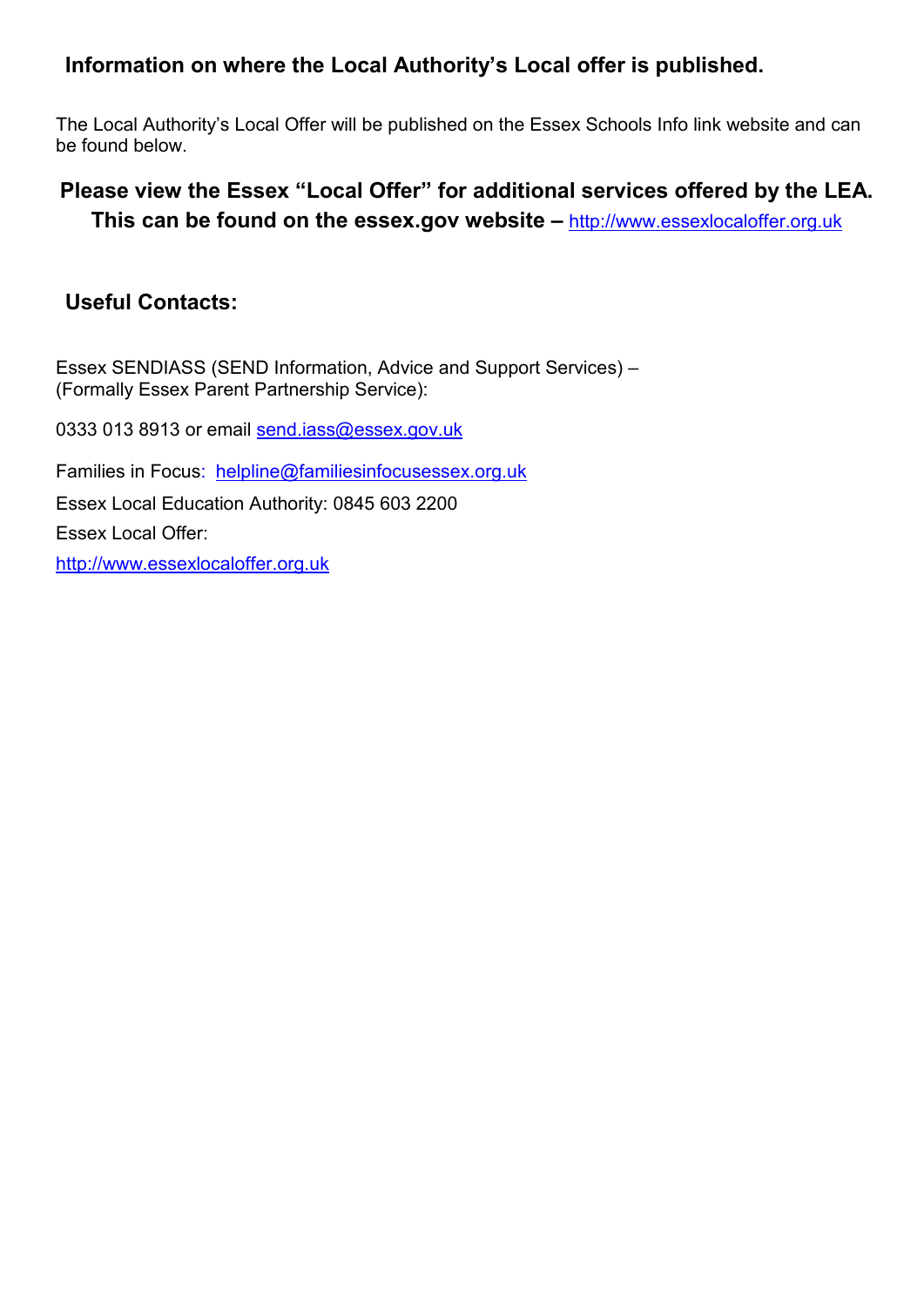## Information on where the Local Authority's Local offer is published.

The Local Authority's Local Offer will be published on the Essex Schools Info link website and can be found below.

**Please view the Essex "Local Offer" for additional services offered by the LEA. This can be found on the essex.gov website –** http://www.essexlocaloffer.org.uk

## Useful Contacts:

Essex SENDIASS (SEND Information, Advice and Support Services) –
(Formally Essex Parent Partnership Service):

0333 013 8913 or email send.iass@essex.gov.uk

Families in Focus: helpline@familiesinfocusessex.org.uk

Essex Local Education Authority: 0845 603 2200

Essex Local Offer:

http://www.essexlocaloffer.org.uk